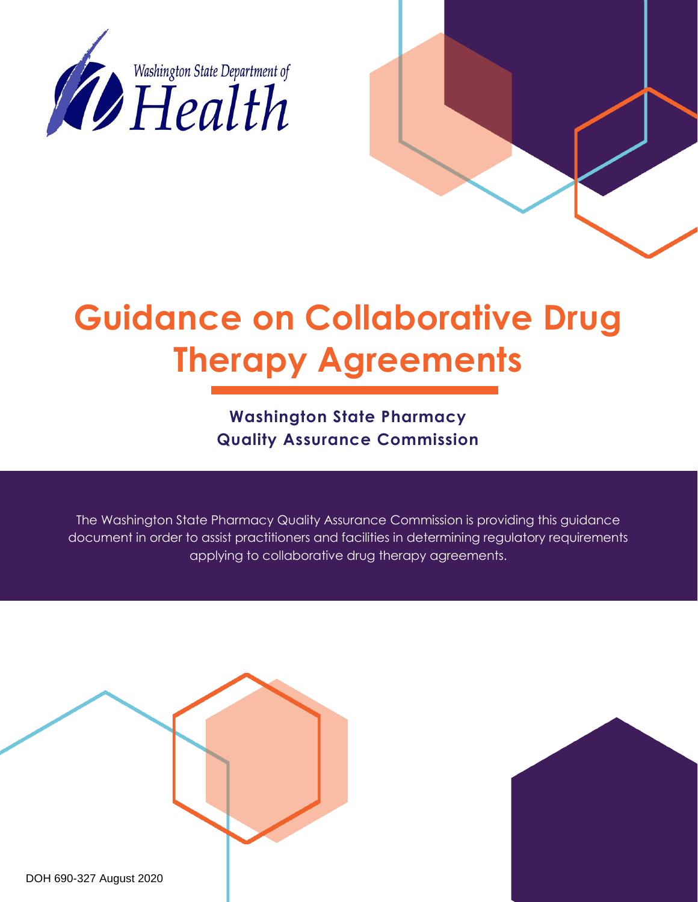Washington State Department of Health

# Guidance on Collaborative Drug Therapy Agreements

**Washington State Pharmacy Quality Assurance Commission**

The Washington State Pharmacy Quality Assurance Commission is providing this guidance document in order to assist practitioners and facilities in determining regulatory requirements applying to collaborative drug therapy agreements.

DOH 690-327 August 2020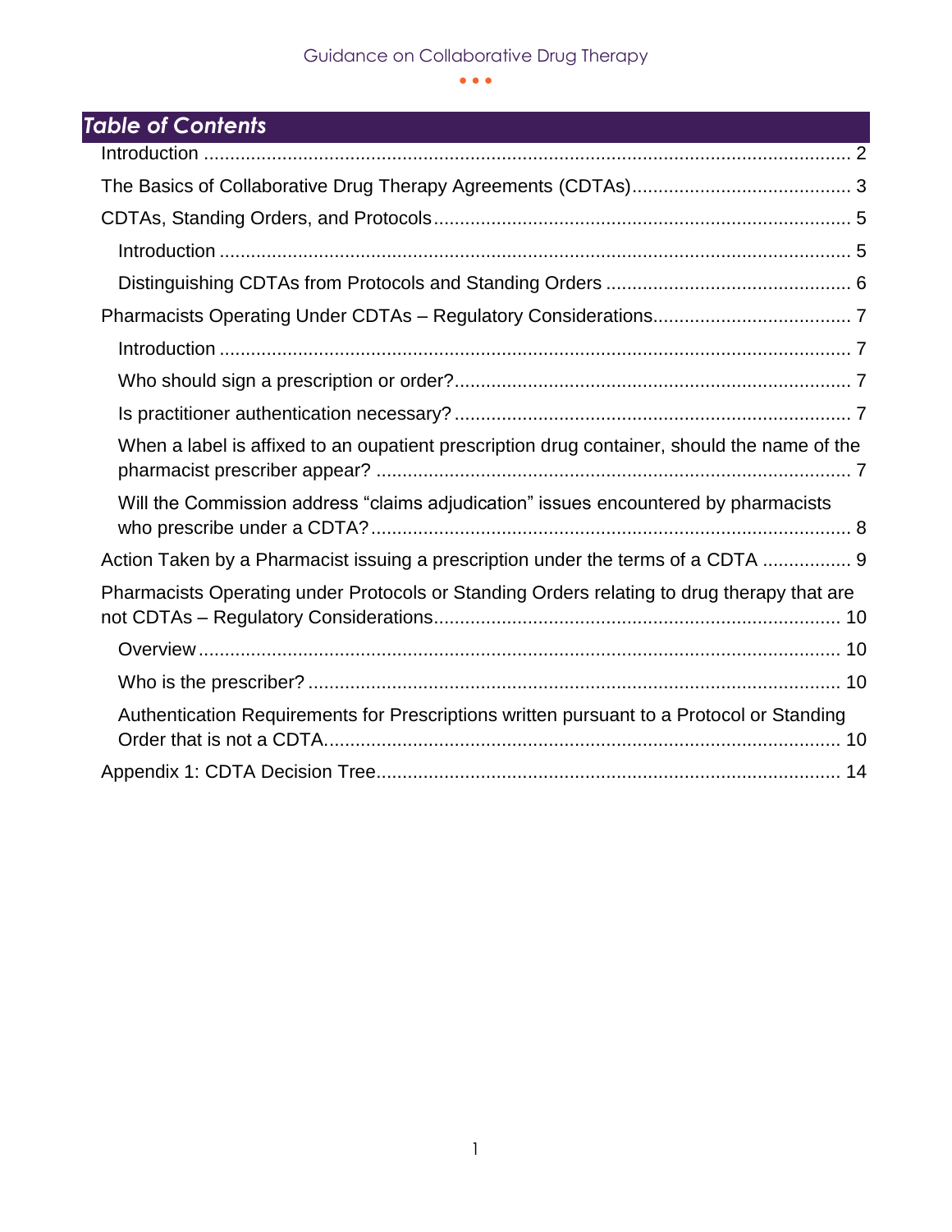## Table of Contents

- Introduction .......... 2
- The Basics of Collaborative Drug Therapy Agreements (CDTAs) .......... 3
- CDTAs, Standing Orders, and Protocols .......... 5
  - Introduction .......... 5
  - Distinguishing CDTAs from Protocols and Standing Orders .......... 6
- Pharmacists Operating Under CDTAs – Regulatory Considerations .......... 7
  - Introduction .......... 7
  - Who should sign a prescription or order? .......... 7
  - Is practitioner authentication necessary? .......... 7
  - When a label is affixed to an oupatient prescription drug container, should the name of the pharmacist prescriber appear? .......... 7
  - Will the Commission address "claims adjudication" issues encountered by pharmacists who prescribe under a CDTA? .......... 8
- Action Taken by a Pharmacist issuing a prescription under the terms of a CDTA .......... 9
- Pharmacists Operating under Protocols or Standing Orders relating to drug therapy that are not CDTAs – Regulatory Considerations .......... 10
  - Overview .......... 10
  - Who is the prescriber? .......... 10
  - Authentication Requirements for Prescriptions written pursuant to a Protocol or Standing Order that is not a CDTA .......... 10
- Appendix 1: CDTA Decision Tree .......... 14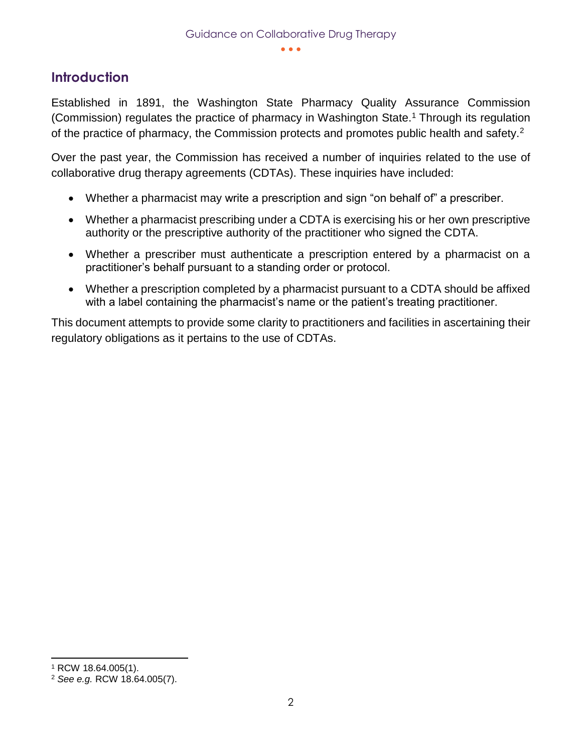## Introduction

Established in 1891, the Washington State Pharmacy Quality Assurance Commission (Commission) regulates the practice of pharmacy in Washington State.[1] Through its regulation of the practice of pharmacy, the Commission protects and promotes public health and safety.[2]

Over the past year, the Commission has received a number of inquiries related to the use of collaborative drug therapy agreements (CDTAs). These inquiries have included:

- Whether a pharmacist may write a prescription and sign "on behalf of" a prescriber.
- Whether a pharmacist prescribing under a CDTA is exercising his or her own prescriptive authority or the prescriptive authority of the practitioner who signed the CDTA.
- Whether a prescriber must authenticate a prescription entered by a pharmacist on a practitioner's behalf pursuant to a standing order or protocol.
- Whether a prescription completed by a pharmacist pursuant to a CDTA should be affixed with a label containing the pharmacist's name or the patient's treating practitioner.

This document attempts to provide some clarity to practitioners and facilities in ascertaining their regulatory obligations as it pertains to the use of CDTAs.

---

[1] RCW 18.64.005(1).

[2] *See e.g.* RCW 18.64.005(7).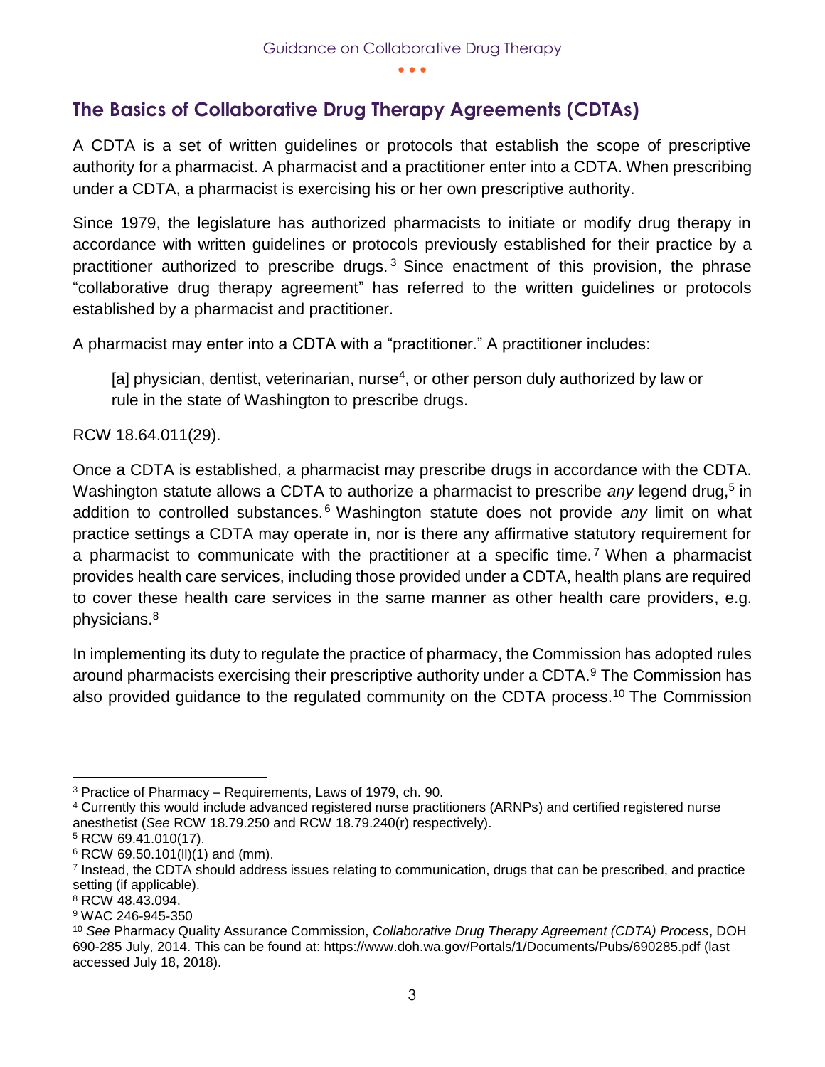## The Basics of Collaborative Drug Therapy Agreements (CDTAs)

A CDTA is a set of written guidelines or protocols that establish the scope of prescriptive authority for a pharmacist. A pharmacist and a practitioner enter into a CDTA. When prescribing under a CDTA, a pharmacist is exercising his or her own prescriptive authority.

Since 1979, the legislature has authorized pharmacists to initiate or modify drug therapy in accordance with written guidelines or protocols previously established for their practice by a practitioner authorized to prescribe drugs.[3] Since enactment of this provision, the phrase "collaborative drug therapy agreement" has referred to the written guidelines or protocols established by a pharmacist and practitioner.

A pharmacist may enter into a CDTA with a "practitioner." A practitioner includes:

> [a] physician, dentist, veterinarian, nurse[4], or other person duly authorized by law or rule in the state of Washington to prescribe drugs.

RCW 18.64.011(29).

Once a CDTA is established, a pharmacist may prescribe drugs in accordance with the CDTA. Washington statute allows a CDTA to authorize a pharmacist to prescribe *any* legend drug,[5] in addition to controlled substances.[6] Washington statute does not provide *any* limit on what practice settings a CDTA may operate in, nor is there any affirmative statutory requirement for a pharmacist to communicate with the practitioner at a specific time.[7] When a pharmacist provides health care services, including those provided under a CDTA, health plans are required to cover these health care services in the same manner as other health care providers, e.g. physicians.[8]

In implementing its duty to regulate the practice of pharmacy, the Commission has adopted rules around pharmacists exercising their prescriptive authority under a CDTA.[9] The Commission has also provided guidance to the regulated community on the CDTA process.[10] The Commission

---

[3] Practice of Pharmacy – Requirements, Laws of 1979, ch. 90.

[4] Currently this would include advanced registered nurse practitioners (ARNPs) and certified registered nurse anesthetist (*See* RCW 18.79.250 and RCW 18.79.240(r) respectively).

[5] RCW 69.41.010(17).

[6] RCW 69.50.101(ll)(1) and (mm).

[7] Instead, the CDTA should address issues relating to communication, drugs that can be prescribed, and practice setting (if applicable).

[8] RCW 48.43.094.

[9] WAC 246-945-350

[10] *See* Pharmacy Quality Assurance Commission, *Collaborative Drug Therapy Agreement (CDTA) Process*, DOH 690-285 July, 2014. This can be found at: https://www.doh.wa.gov/Portals/1/Documents/Pubs/690285.pdf (last accessed July 18, 2018).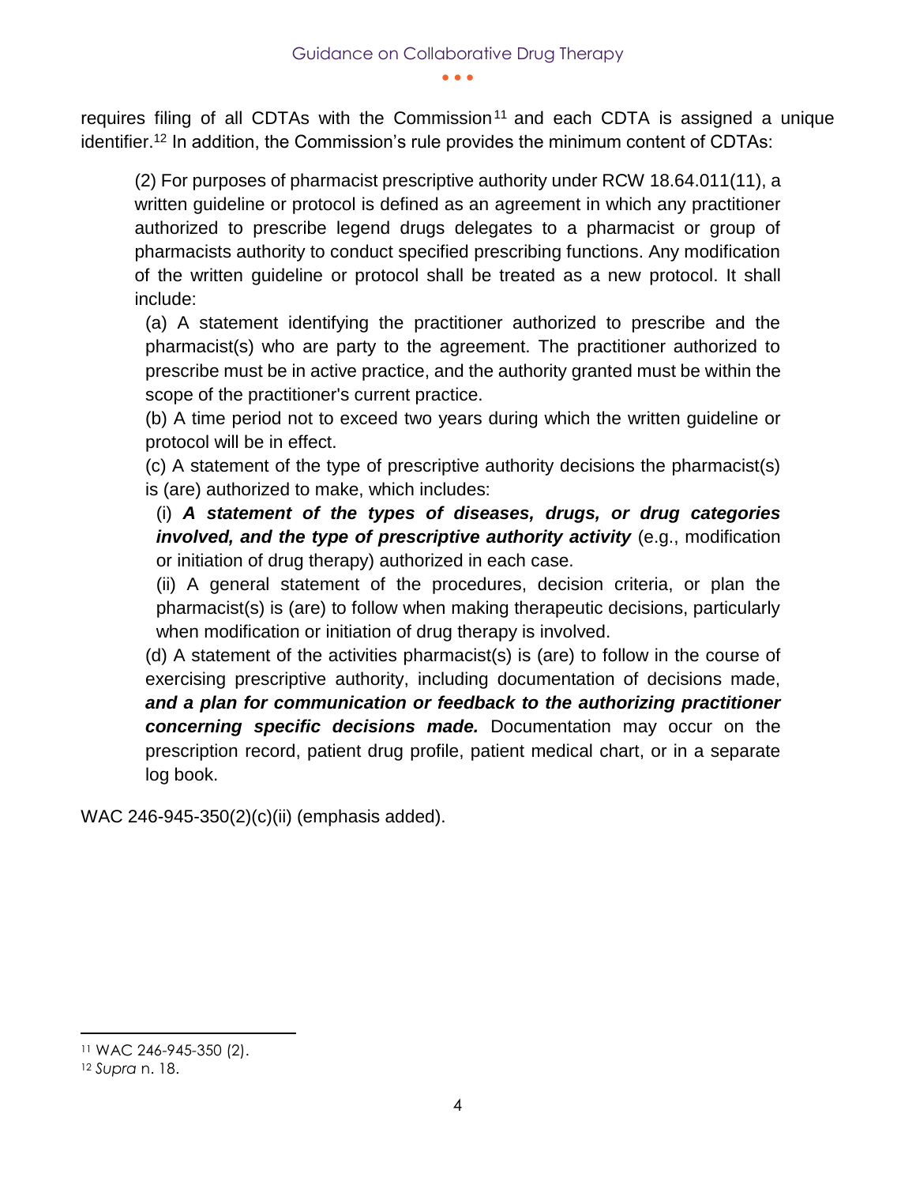requires filing of all CDTAs with the Commission[11] and each CDTA is assigned a unique identifier.[12] In addition, the Commission's rule provides the minimum content of CDTAs:

> (2) For purposes of pharmacist prescriptive authority under RCW 18.64.011(11), a written guideline or protocol is defined as an agreement in which any practitioner authorized to prescribe legend drugs delegates to a pharmacist or group of pharmacists authority to conduct specified prescribing functions. Any modification of the written guideline or protocol shall be treated as a new protocol. It shall include:
>
> (a) A statement identifying the practitioner authorized to prescribe and the pharmacist(s) who are party to the agreement. The practitioner authorized to prescribe must be in active practice, and the authority granted must be within the scope of the practitioner's current practice.
>
> (b) A time period not to exceed two years during which the written guideline or protocol will be in effect.
>
> (c) A statement of the type of prescriptive authority decisions the pharmacist(s) is (are) authorized to make, which includes:
>
> (i) ***A statement of the types of diseases, drugs, or drug categories involved, and the type of prescriptive authority activity*** (e.g., modification or initiation of drug therapy) authorized in each case.
>
> (ii) A general statement of the procedures, decision criteria, or plan the pharmacist(s) is (are) to follow when making therapeutic decisions, particularly when modification or initiation of drug therapy is involved.
>
> (d) A statement of the activities pharmacist(s) is (are) to follow in the course of exercising prescriptive authority, including documentation of decisions made, ***and a plan for communication or feedback to the authorizing practitioner concerning specific decisions made.*** Documentation may occur on the prescription record, patient drug profile, patient medical chart, or in a separate log book.

WAC 246-945-350(2)(c)(ii) (emphasis added).

---

[11] WAC 246-945-350 (2).

[12] *Supra* n. 18.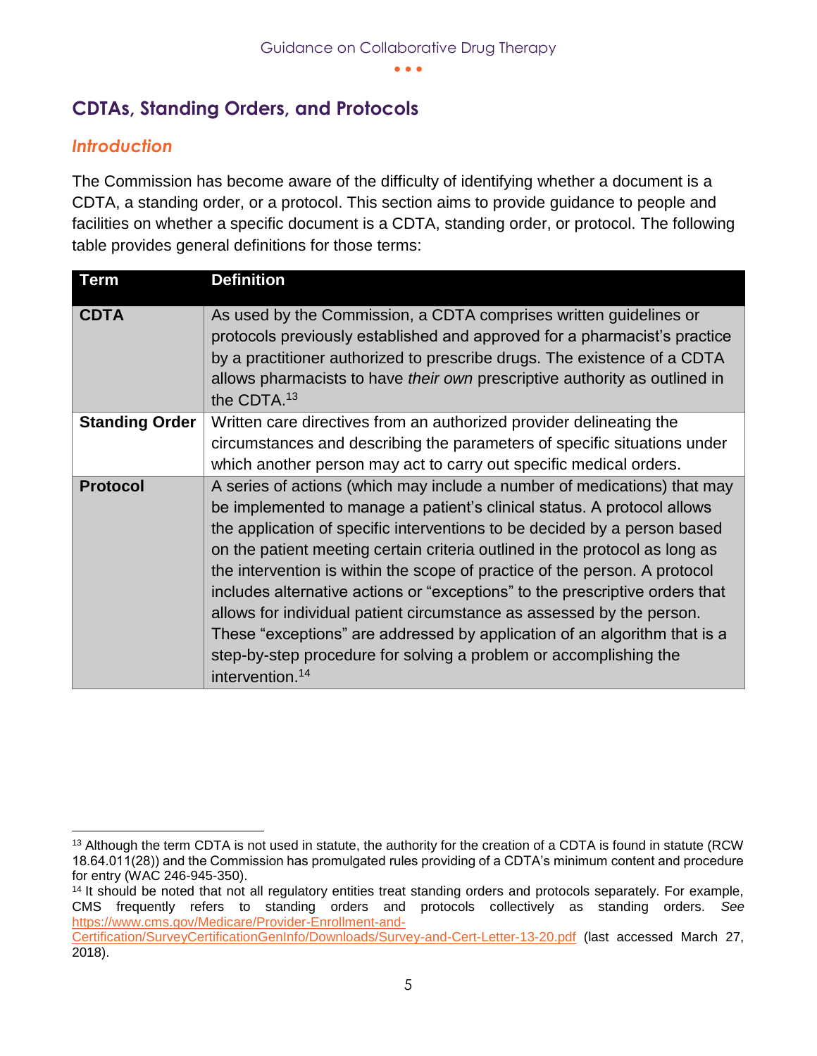## CDTAs, Standing Orders, and Protocols

### *Introduction*

The Commission has become aware of the difficulty of identifying whether a document is a CDTA, a standing order, or a protocol. This section aims to provide guidance to people and facilities on whether a specific document is a CDTA, standing order, or protocol. The following table provides general definitions for those terms:

| Term | Definition |
|---|---|
| **CDTA** | As used by the Commission, a CDTA comprises written guidelines or protocols previously established and approved for a pharmacist's practice by a practitioner authorized to prescribe drugs. The existence of a CDTA allows pharmacists to have *their own* prescriptive authority as outlined in the CDTA.[13] |
| **Standing Order** | Written care directives from an authorized provider delineating the circumstances and describing the parameters of specific situations under which another person may act to carry out specific medical orders. |
| **Protocol** | A series of actions (which may include a number of medications) that may be implemented to manage a patient's clinical status. A protocol allows the application of specific interventions to be decided by a person based on the patient meeting certain criteria outlined in the protocol as long as the intervention is within the scope of practice of the person. A protocol includes alternative actions or "exceptions" to the prescriptive orders that allows for individual patient circumstance as assessed by the person. These "exceptions" are addressed by application of an algorithm that is a step-by-step procedure for solving a problem or accomplishing the intervention.[14] |

---

[13] Although the term CDTA is not used in statute, the authority for the creation of a CDTA is found in statute (RCW 18.64.011(28)) and the Commission has promulgated rules providing of a CDTA's minimum content and procedure for entry (WAC 246-945-350).

[14] It should be noted that not all regulatory entities treat standing orders and protocols separately. For example, CMS frequently refers to standing orders and protocols collectively as standing orders. *See* https://www.cms.gov/Medicare/Provider-Enrollment-and-Certification/SurveyCertificationGenInfo/Downloads/Survey-and-Cert-Letter-13-20.pdf (last accessed March 27, 2018).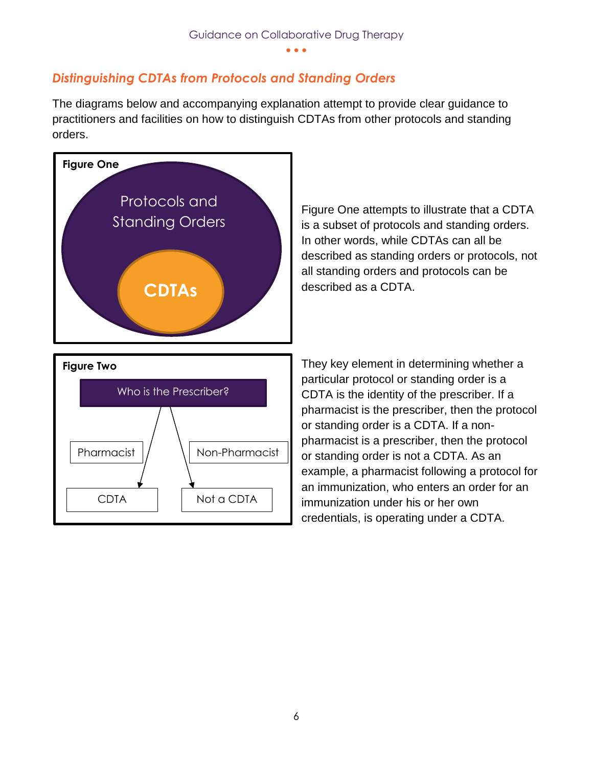## *Distinguishing CDTAs from Protocols and Standing Orders*

The diagrams below and accompanying explanation attempt to provide clear guidance to practitioners and facilities on how to distinguish CDTAs from other protocols and standing orders.

**Figure One**

Protocols and Standing Orders

CDTAs

Figure One attempts to illustrate that a CDTA is a subset of protocols and standing orders. In other words, while CDTAs can all be described as standing orders or protocols, not all standing orders and protocols can be described as a CDTA.

**Figure Two**

Who is the Prescriber?

Pharmacist → CDTA

Non-Pharmacist → Not a CDTA

They key element in determining whether a particular protocol or standing order is a CDTA is the identity of the prescriber. If a pharmacist is the prescriber, then the protocol or standing order is a CDTA. If a non-pharmacist is a prescriber, then the protocol or standing order is not a CDTA. As an example, a pharmacist following a protocol for an immunization, who enters an order for an immunization under his or her own credentials, is operating under a CDTA.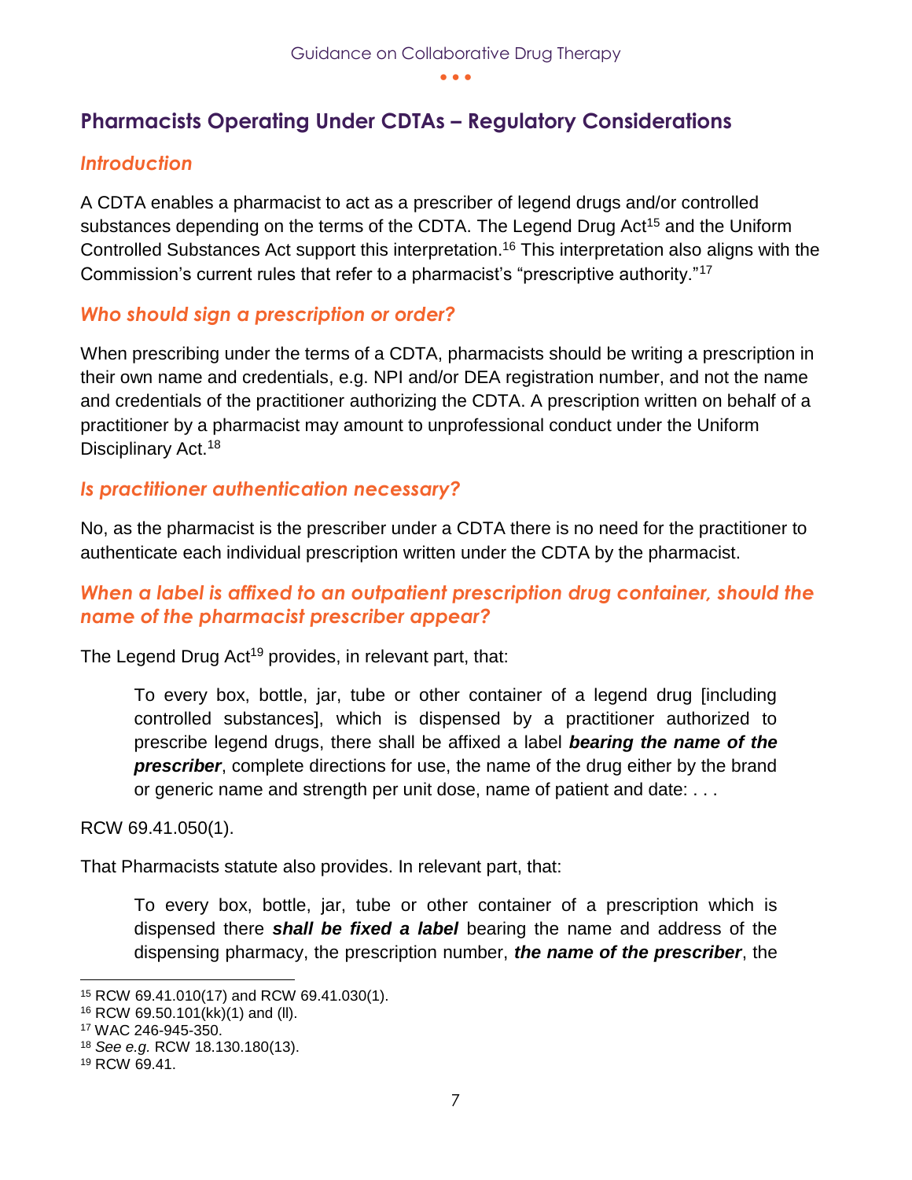## Pharmacists Operating Under CDTAs – Regulatory Considerations

### *Introduction*

A CDTA enables a pharmacist to act as a prescriber of legend drugs and/or controlled substances depending on the terms of the CDTA. The Legend Drug Act[15] and the Uniform Controlled Substances Act support this interpretation.[16] This interpretation also aligns with the Commission's current rules that refer to a pharmacist's "prescriptive authority."[17]

### *Who should sign a prescription or order?*

When prescribing under the terms of a CDTA, pharmacists should be writing a prescription in their own name and credentials, e.g. NPI and/or DEA registration number, and not the name and credentials of the practitioner authorizing the CDTA. A prescription written on behalf of a practitioner by a pharmacist may amount to unprofessional conduct under the Uniform Disciplinary Act.[18]

### *Is practitioner authentication necessary?*

No, as the pharmacist is the prescriber under a CDTA there is no need for the practitioner to authenticate each individual prescription written under the CDTA by the pharmacist.

### *When a label is affixed to an outpatient prescription drug container, should the name of the pharmacist prescriber appear?*

The Legend Drug Act[19] provides, in relevant part, that:

> To every box, bottle, jar, tube or other container of a legend drug [including controlled substances], which is dispensed by a practitioner authorized to prescribe legend drugs, there shall be affixed a label ***bearing the name of the prescriber***, complete directions for use, the name of the drug either by the brand or generic name and strength per unit dose, name of patient and date: . . .

RCW 69.41.050(1).

That Pharmacists statute also provides. In relevant part, that:

> To every box, bottle, jar, tube or other container of a prescription which is dispensed there ***shall be fixed a label*** bearing the name and address of the dispensing pharmacy, the prescription number, ***the name of the prescriber***, the

---

[15] RCW 69.41.010(17) and RCW 69.41.030(1).

[16] RCW 69.50.101(kk)(1) and (ll).

[17] WAC 246-945-350.

[18] *See e.g.* RCW 18.130.180(13).

[19] RCW 69.41.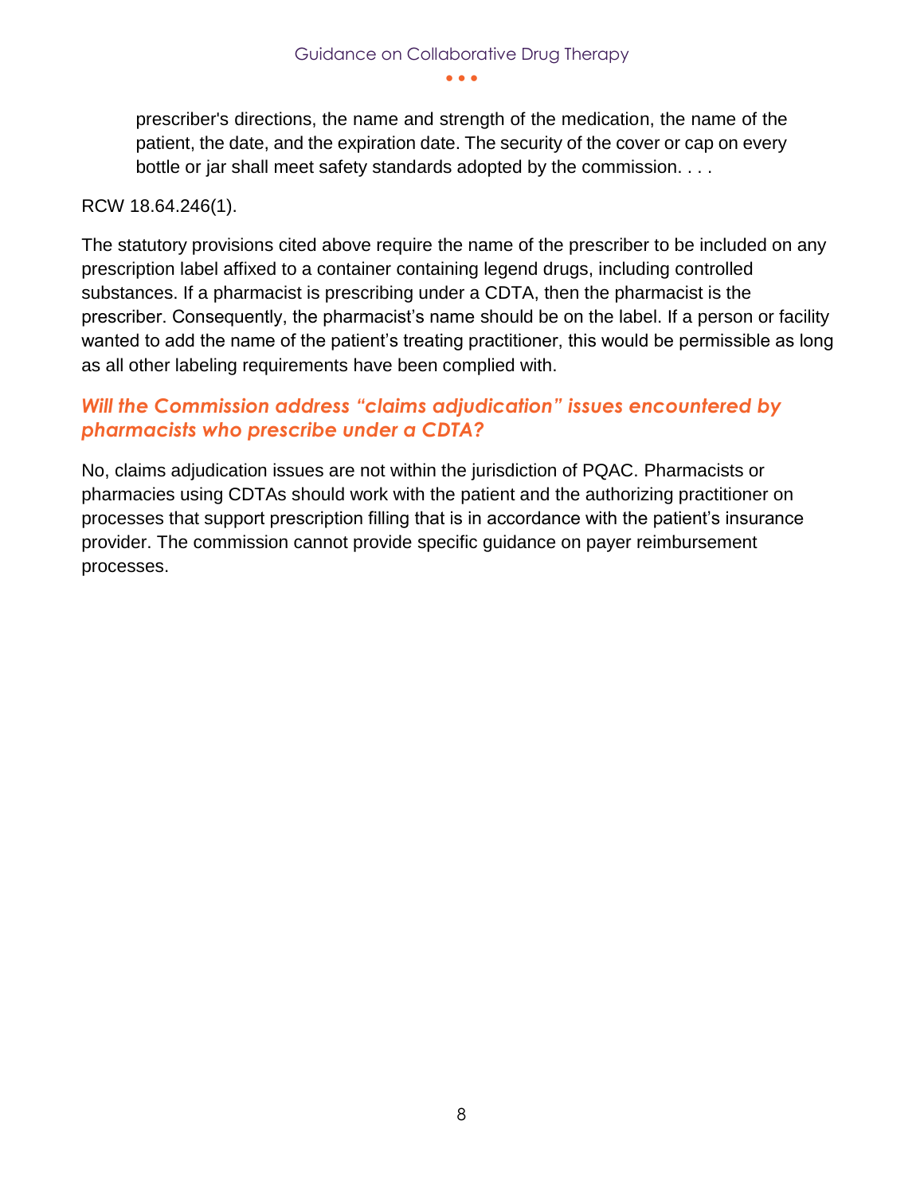> prescriber's directions, the name and strength of the medication, the name of the patient, the date, and the expiration date. The security of the cover or cap on every bottle or jar shall meet safety standards adopted by the commission. . . .

RCW 18.64.246(1).

The statutory provisions cited above require the name of the prescriber to be included on any prescription label affixed to a container containing legend drugs, including controlled substances. If a pharmacist is prescribing under a CDTA, then the pharmacist is the prescriber. Consequently, the pharmacist's name should be on the label. If a person or facility wanted to add the name of the patient's treating practitioner, this would be permissible as long as all other labeling requirements have been complied with.

### *Will the Commission address "claims adjudication" issues encountered by pharmacists who prescribe under a CDTA?*

No, claims adjudication issues are not within the jurisdiction of PQAC. Pharmacists or pharmacies using CDTAs should work with the patient and the authorizing practitioner on processes that support prescription filling that is in accordance with the patient's insurance provider. The commission cannot provide specific guidance on payer reimbursement processes.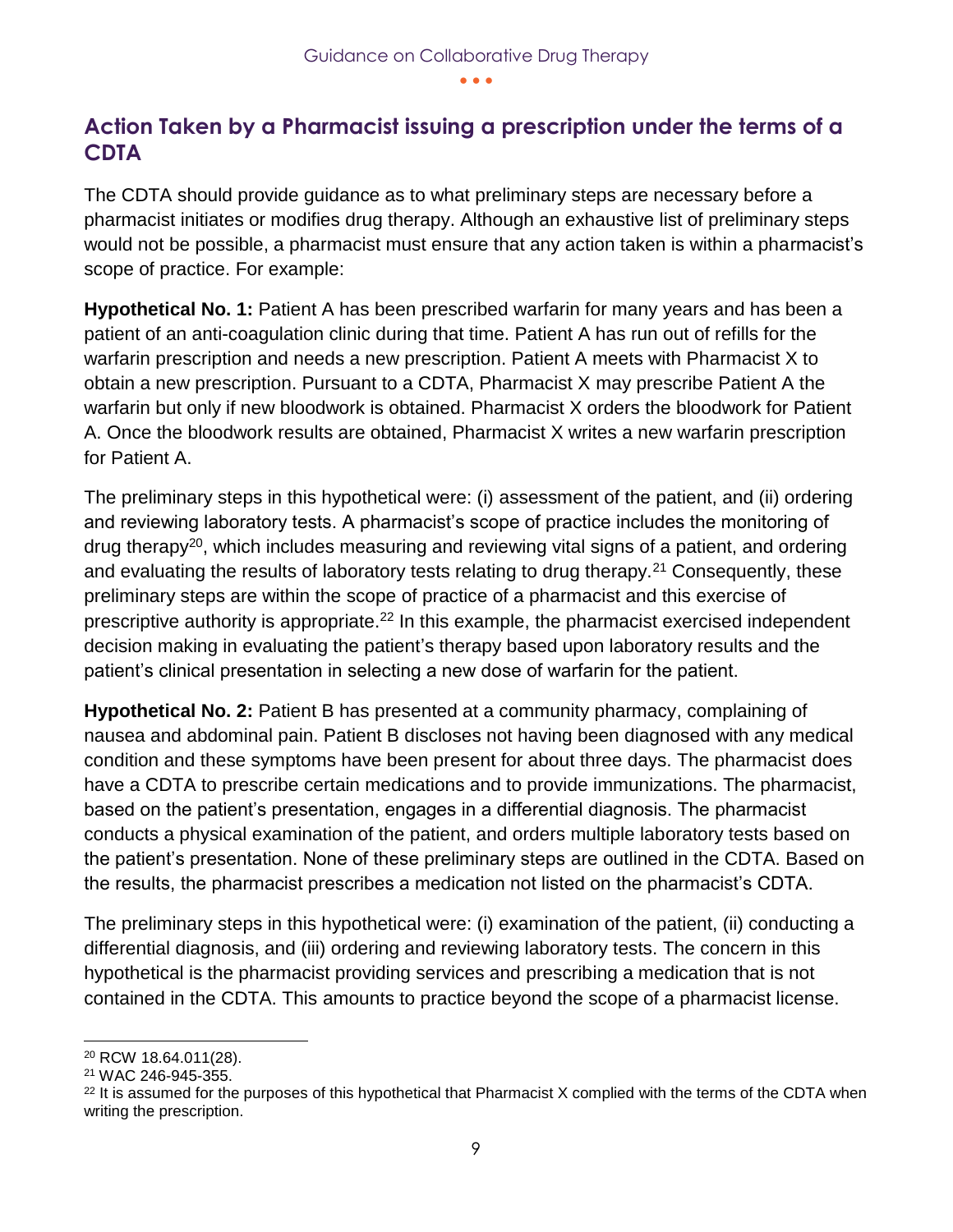## Action Taken by a Pharmacist issuing a prescription under the terms of a CDTA

The CDTA should provide guidance as to what preliminary steps are necessary before a pharmacist initiates or modifies drug therapy. Although an exhaustive list of preliminary steps would not be possible, a pharmacist must ensure that any action taken is within a pharmacist's scope of practice. For example:

**Hypothetical No. 1:** Patient A has been prescribed warfarin for many years and has been a patient of an anti-coagulation clinic during that time. Patient A has run out of refills for the warfarin prescription and needs a new prescription. Patient A meets with Pharmacist X to obtain a new prescription. Pursuant to a CDTA, Pharmacist X may prescribe Patient A the warfarin but only if new bloodwork is obtained. Pharmacist X orders the bloodwork for Patient A. Once the bloodwork results are obtained, Pharmacist X writes a new warfarin prescription for Patient A.

The preliminary steps in this hypothetical were: (i) assessment of the patient, and (ii) ordering and reviewing laboratory tests. A pharmacist's scope of practice includes the monitoring of drug therapy[20], which includes measuring and reviewing vital signs of a patient, and ordering and evaluating the results of laboratory tests relating to drug therapy.[21] Consequently, these preliminary steps are within the scope of practice of a pharmacist and this exercise of prescriptive authority is appropriate.[22] In this example, the pharmacist exercised independent decision making in evaluating the patient's therapy based upon laboratory results and the patient's clinical presentation in selecting a new dose of warfarin for the patient.

**Hypothetical No. 2:** Patient B has presented at a community pharmacy, complaining of nausea and abdominal pain. Patient B discloses not having been diagnosed with any medical condition and these symptoms have been present for about three days. The pharmacist does have a CDTA to prescribe certain medications and to provide immunizations. The pharmacist, based on the patient's presentation, engages in a differential diagnosis. The pharmacist conducts a physical examination of the patient, and orders multiple laboratory tests based on the patient's presentation. None of these preliminary steps are outlined in the CDTA. Based on the results, the pharmacist prescribes a medication not listed on the pharmacist's CDTA.

The preliminary steps in this hypothetical were: (i) examination of the patient, (ii) conducting a differential diagnosis, and (iii) ordering and reviewing laboratory tests. The concern in this hypothetical is the pharmacist providing services and prescribing a medication that is not contained in the CDTA. This amounts to practice beyond the scope of a pharmacist license.

---

[20] RCW 18.64.011(28).

[21] WAC 246-945-355.

[22] It is assumed for the purposes of this hypothetical that Pharmacist X complied with the terms of the CDTA when writing the prescription.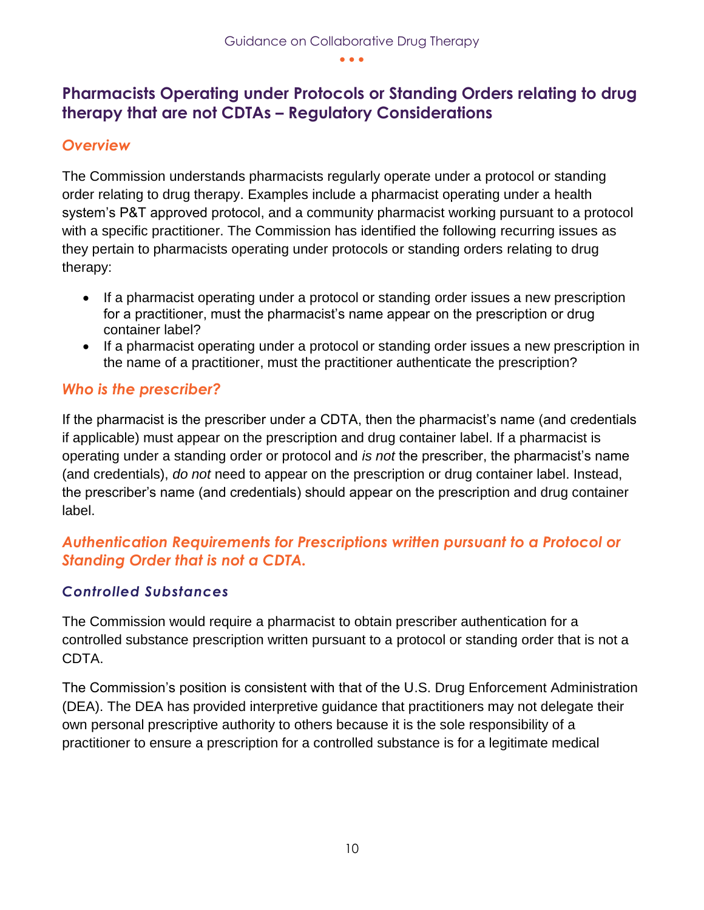## Pharmacists Operating under Protocols or Standing Orders relating to drug therapy that are not CDTAs – Regulatory Considerations

### *Overview*

The Commission understands pharmacists regularly operate under a protocol or standing order relating to drug therapy. Examples include a pharmacist operating under a health system's P&T approved protocol, and a community pharmacist working pursuant to a protocol with a specific practitioner. The Commission has identified the following recurring issues as they pertain to pharmacists operating under protocols or standing orders relating to drug therapy:

- If a pharmacist operating under a protocol or standing order issues a new prescription for a practitioner, must the pharmacist's name appear on the prescription or drug container label?
- If a pharmacist operating under a protocol or standing order issues a new prescription in the name of a practitioner, must the practitioner authenticate the prescription?

### *Who is the prescriber?*

If the pharmacist is the prescriber under a CDTA, then the pharmacist's name (and credentials if applicable) must appear on the prescription and drug container label. If a pharmacist is operating under a standing order or protocol and *is not* the prescriber, the pharmacist's name (and credentials), *do not* need to appear on the prescription or drug container label. Instead, the prescriber's name (and credentials) should appear on the prescription and drug container label.

### *Authentication Requirements for Prescriptions written pursuant to a Protocol or Standing Order that is not a CDTA.*

#### *Controlled Substances*

The Commission would require a pharmacist to obtain prescriber authentication for a controlled substance prescription written pursuant to a protocol or standing order that is not a CDTA.

The Commission's position is consistent with that of the U.S. Drug Enforcement Administration (DEA). The DEA has provided interpretive guidance that practitioners may not delegate their own personal prescriptive authority to others because it is the sole responsibility of a practitioner to ensure a prescription for a controlled substance is for a legitimate medical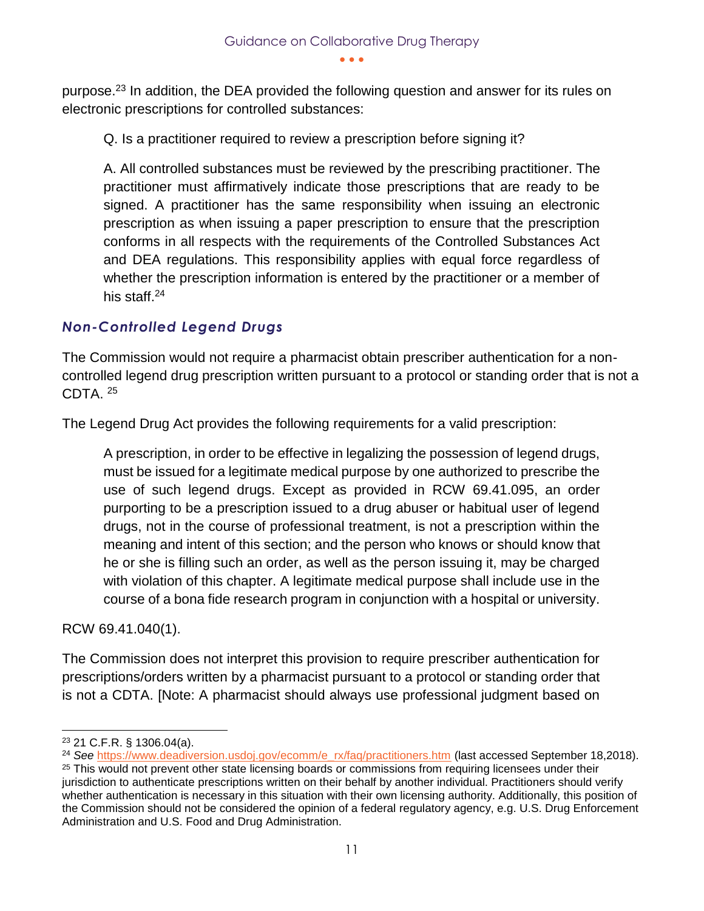purpose.[23] In addition, the DEA provided the following question and answer for its rules on electronic prescriptions for controlled substances:

> Q. Is a practitioner required to review a prescription before signing it?
>
> A. All controlled substances must be reviewed by the prescribing practitioner. The practitioner must affirmatively indicate those prescriptions that are ready to be signed. A practitioner has the same responsibility when issuing an electronic prescription as when issuing a paper prescription to ensure that the prescription conforms in all respects with the requirements of the Controlled Substances Act and DEA regulations. This responsibility applies with equal force regardless of whether the prescription information is entered by the practitioner or a member of his staff.[24]

### *Non-Controlled Legend Drugs*

The Commission would not require a pharmacist obtain prescriber authentication for a non-controlled legend drug prescription written pursuant to a protocol or standing order that is not a CDTA. [25]

The Legend Drug Act provides the following requirements for a valid prescription:

> A prescription, in order to be effective in legalizing the possession of legend drugs, must be issued for a legitimate medical purpose by one authorized to prescribe the use of such legend drugs. Except as provided in RCW 69.41.095, an order purporting to be a prescription issued to a drug abuser or habitual user of legend drugs, not in the course of professional treatment, is not a prescription within the meaning and intent of this section; and the person who knows or should know that he or she is filling such an order, as well as the person issuing it, may be charged with violation of this chapter. A legitimate medical purpose shall include use in the course of a bona fide research program in conjunction with a hospital or university.

RCW 69.41.040(1).

The Commission does not interpret this provision to require prescriber authentication for prescriptions/orders written by a pharmacist pursuant to a protocol or standing order that is not a CDTA. [Note: A pharmacist should always use professional judgment based on

---

[23] 21 C.F.R. § 1306.04(a).

[24] *See* https://www.deadiversion.usdoj.gov/ecomm/e_rx/faq/practitioners.htm (last accessed September 18,2018).

[25] This would not prevent other state licensing boards or commissions from requiring licensees under their jurisdiction to authenticate prescriptions written on their behalf by another individual. Practitioners should verify whether authentication is necessary in this situation with their own licensing authority. Additionally, this position of the Commission should not be considered the opinion of a federal regulatory agency, e.g. U.S. Drug Enforcement Administration and U.S. Food and Drug Administration.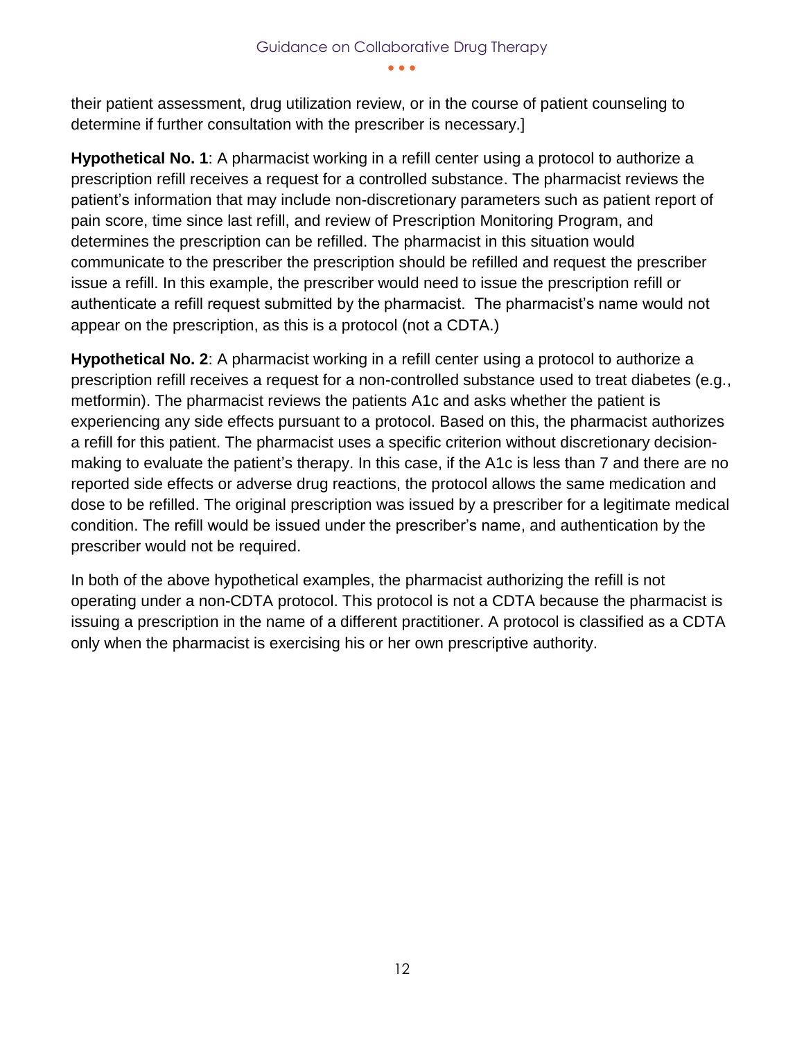their patient assessment, drug utilization review, or in the course of patient counseling to determine if further consultation with the prescriber is necessary.]

**Hypothetical No. 1**: A pharmacist working in a refill center using a protocol to authorize a prescription refill receives a request for a controlled substance. The pharmacist reviews the patient's information that may include non-discretionary parameters such as patient report of pain score, time since last refill, and review of Prescription Monitoring Program, and determines the prescription can be refilled. The pharmacist in this situation would communicate to the prescriber the prescription should be refilled and request the prescriber issue a refill. In this example, the prescriber would need to issue the prescription refill or authenticate a refill request submitted by the pharmacist. The pharmacist's name would not appear on the prescription, as this is a protocol (not a CDTA.)

**Hypothetical No. 2**: A pharmacist working in a refill center using a protocol to authorize a prescription refill receives a request for a non-controlled substance used to treat diabetes (e.g., metformin). The pharmacist reviews the patients A1c and asks whether the patient is experiencing any side effects pursuant to a protocol. Based on this, the pharmacist authorizes a refill for this patient. The pharmacist uses a specific criterion without discretionary decision-making to evaluate the patient's therapy. In this case, if the A1c is less than 7 and there are no reported side effects or adverse drug reactions, the protocol allows the same medication and dose to be refilled. The original prescription was issued by a prescriber for a legitimate medical condition. The refill would be issued under the prescriber's name, and authentication by the prescriber would not be required.

In both of the above hypothetical examples, the pharmacist authorizing the refill is not operating under a non-CDTA protocol. This protocol is not a CDTA because the pharmacist is issuing a prescription in the name of a different practitioner. A protocol is classified as a CDTA only when the pharmacist is exercising his or her own prescriptive authority.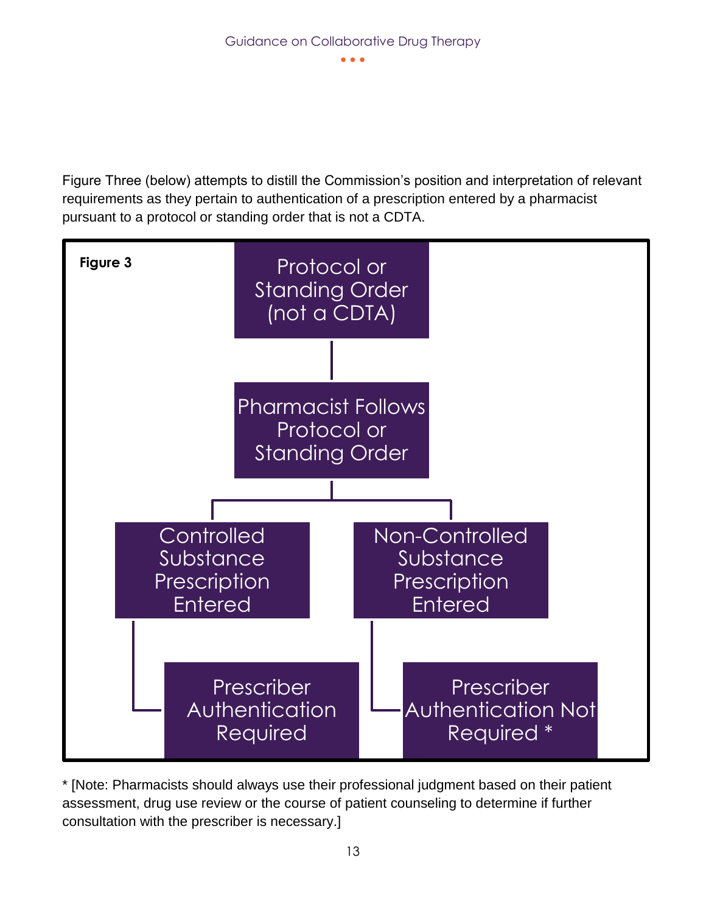Figure Three (below) attempts to distill the Commission's position and interpretation of relevant requirements as they pertain to authentication of a prescription entered by a pharmacist pursuant to a protocol or standing order that is not a CDTA.

**Figure 3**

- Protocol or Standing Order (not a CDTA)
  - Pharmacist Follows Protocol or Standing Order
    - Controlled Substance Prescription Entered
      - Prescriber Authentication Required
    - Non-Controlled Substance Prescription Entered
      - Prescriber Authentication Not Required *

* [Note: Pharmacists should always use their professional judgment based on their patient assessment, drug use review or the course of patient counseling to determine if further consultation with the prescriber is necessary.]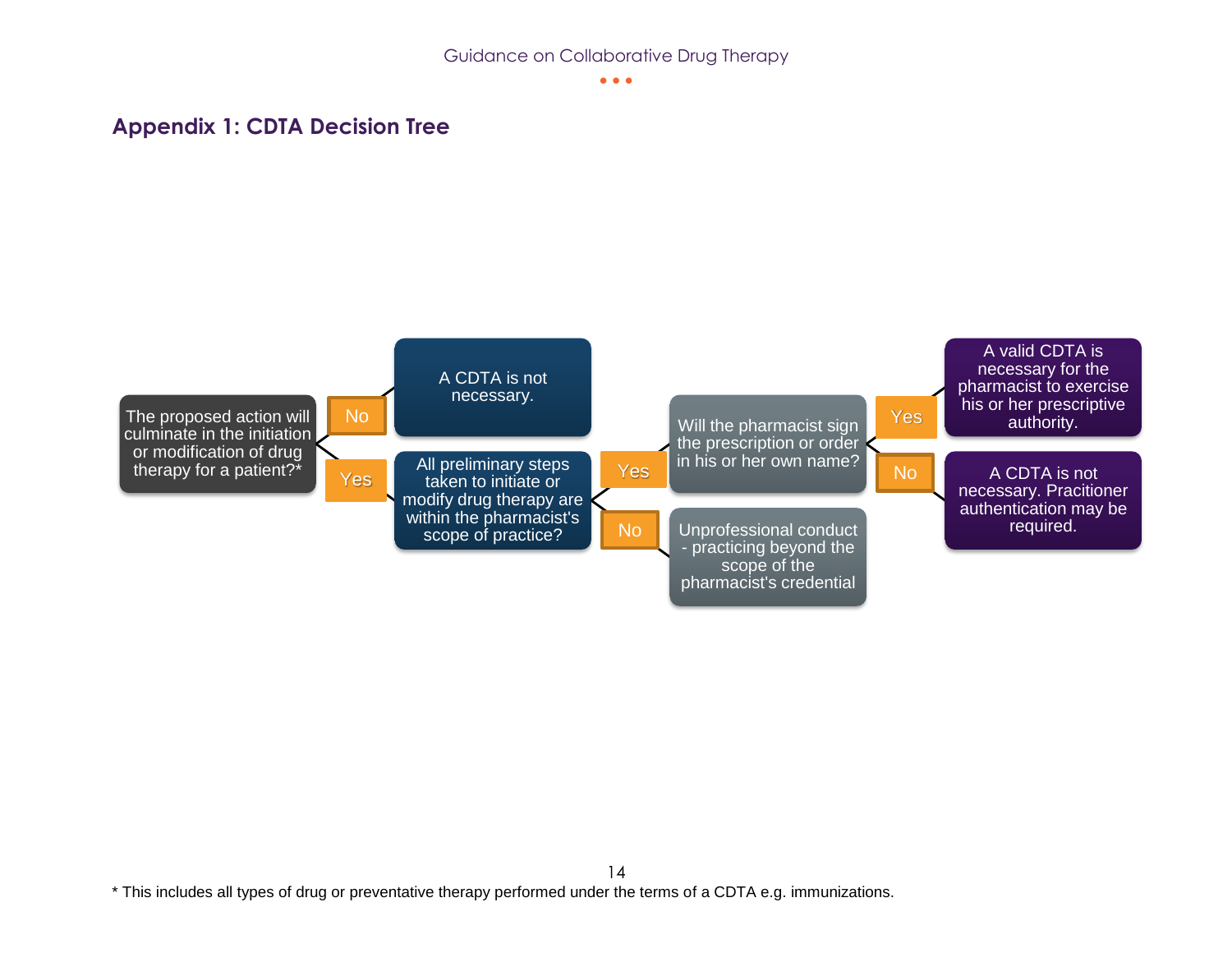## Appendix 1: CDTA Decision Tree

The proposed action will culminate in the initiation or modification of drug therapy for a patient?*

No

A CDTA is not necessary.

Yes

All preliminary steps taken to initiate or modify drug therapy are within the pharmacist's scope of practice?

Yes

Will the pharmacist sign the prescription or order in his or her own name?

Yes

A valid CDTA is necessary for the pharmacist to exercise his or her prescriptive authority.

No

A CDTA is not necessary. Pracitioner authentication may be required.

No

Unprofessional conduct - practicing beyond the scope of the pharmacist's credential

* This includes all types of drug or preventative therapy performed under the terms of a CDTA e.g. immunizations.